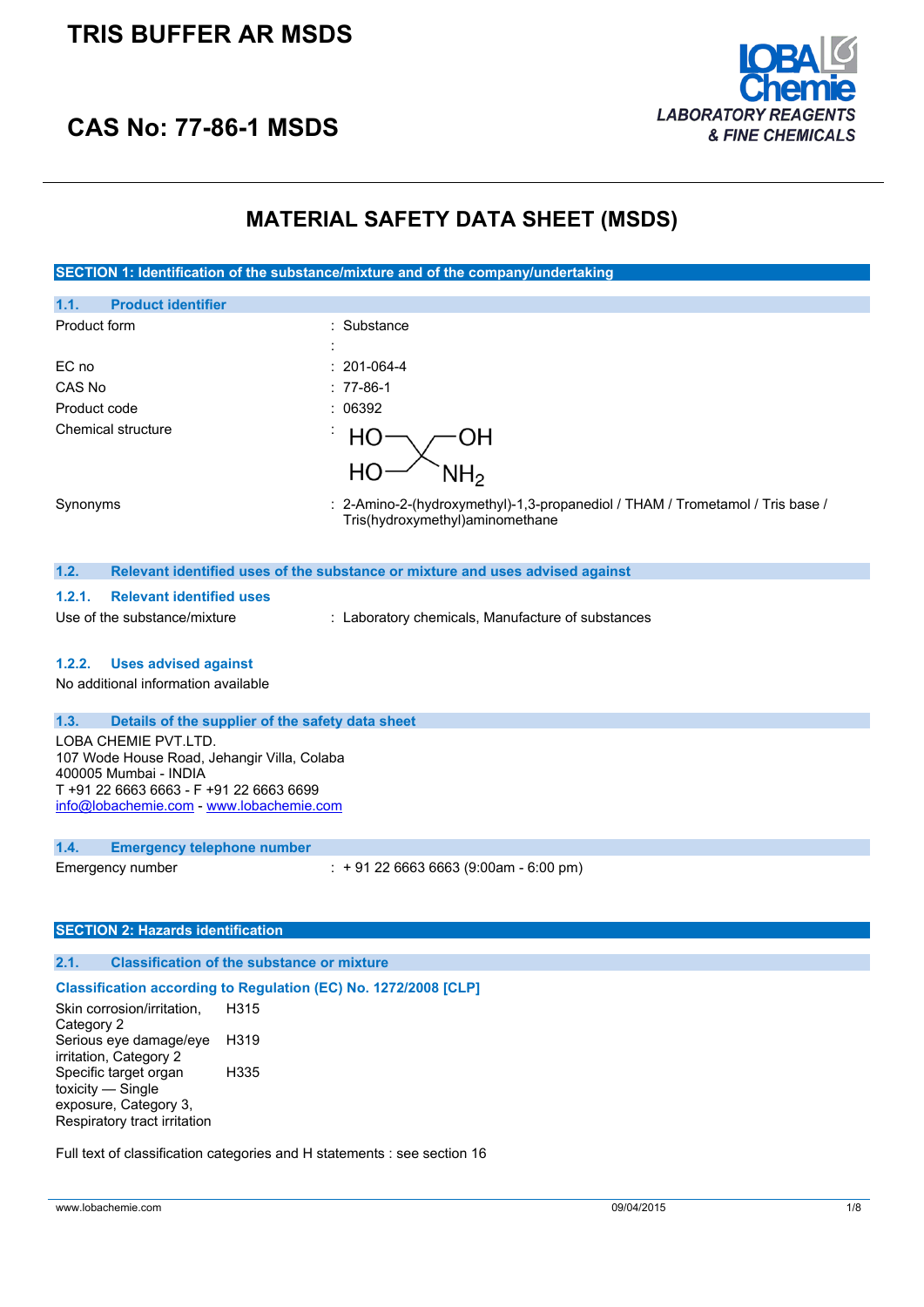# TRIS BUFFER AR MSDS

## CAS No: 77-86-1 MSDS

LOBA Chemie
*LABORATORY REAGENTS & FINE CHEMICALS*

# MATERIAL SAFETY DATA SHEET (MSDS)

## SECTION 1: Identification of the substance/mixture and of the company/undertaking

### 1.1. Product identifier

| | |
|---|---|
| Product form | : Substance |
| | : |
| EC no | : 201-064-4 |
| CAS No | : 77-86-1 |
| Product code | : 06392 |
| Chemical structure | : HO, OH, HO, $NH_2$ |
| Synonyms | : 2-Amino-2-(hydroxymethyl)-1,3-propanediol / THAM / Trometamol / Tris base / Tris(hydroxymethyl)aminomethane |

### 1.2. Relevant identified uses of the substance or mixture and uses advised against

#### 1.2.1. Relevant identified uses

Use of the substance/mixture : Laboratory chemicals, Manufacture of substances

#### 1.2.2. Uses advised against

No additional information available

### 1.3. Details of the supplier of the safety data sheet

LOBA CHEMIE PVT.LTD.
107 Wode House Road, Jehangir Villa, Colaba
400005 Mumbai - INDIA
T +91 22 6663 6663 - F +91 22 6663 6699
info@lobachemie.com - www.lobachemie.com

### 1.4. Emergency telephone number

Emergency number : + 91 22 6663 6663 (9:00am - 6:00 pm)

## SECTION 2: Hazards identification

### 2.1. Classification of the substance or mixture

**Classification according to Regulation (EC) No. 1272/2008 [CLP]**

| | |
|---|---|
| Skin corrosion/irritation, Category 2 | H315 |
| Serious eye damage/eye irritation, Category 2 | H319 |
| Specific target organ toxicity — Single exposure, Category 3, Respiratory tract irritation | H335 |

Full text of classification categories and H statements : see section 16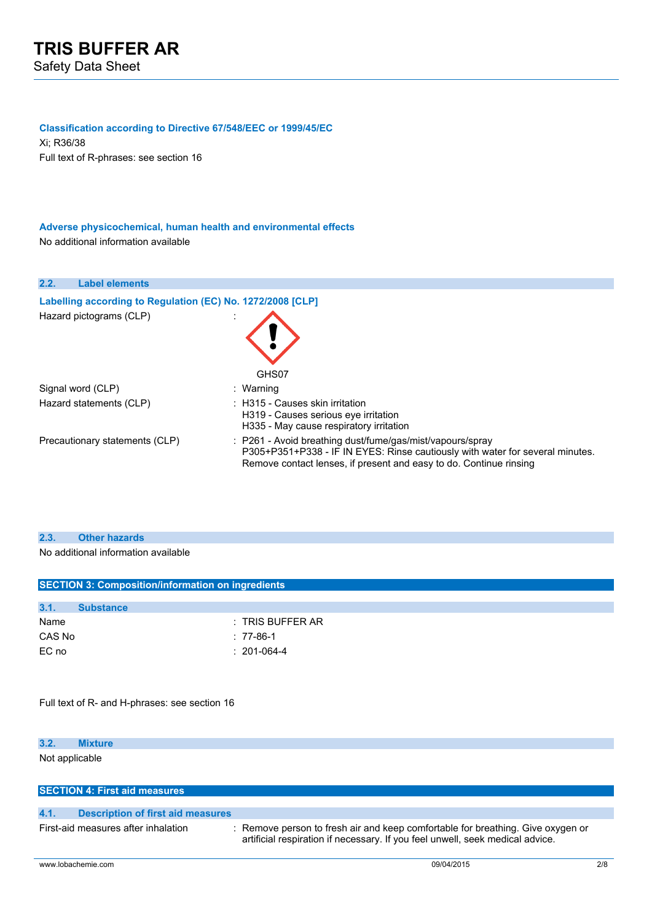**Classification according to Directive 67/548/EEC or 1999/45/EC**

Xi; R36/38

Full text of R-phrases: see section 16

**Adverse physicochemical, human health and environmental effects**

No additional information available

### 2.2. Label elements

**Labelling according to Regulation (EC) No. 1272/2008 [CLP]**

Hazard pictograms (CLP) :

GHS07

| | |
|---|---|
| Signal word (CLP) | : Warning |
| Hazard statements (CLP) | : H315 - Causes skin irritation<br>H319 - Causes serious eye irritation<br>H335 - May cause respiratory irritation |
| Precautionary statements (CLP) | : P261 - Avoid breathing dust/fume/gas/mist/vapours/spray<br>P305+P351+P338 - IF IN EYES: Rinse cautiously with water for several minutes. Remove contact lenses, if present and easy to do. Continue rinsing |

### 2.3. Other hazards

No additional information available

## SECTION 3: Composition/information on ingredients

### 3.1. Substance

| | |
|---|---|
| Name | : TRIS BUFFER AR |
| CAS No | : 77-86-1 |
| EC no | : 201-064-4 |

Full text of R- and H-phrases: see section 16

### 3.2. Mixture

Not applicable

## SECTION 4: First aid measures

### 4.1. Description of first aid measures

| | |
|---|---|
| First-aid measures after inhalation | : Remove person to fresh air and keep comfortable for breathing. Give oxygen or artificial respiration if necessary. If you feel unwell, seek medical advice. |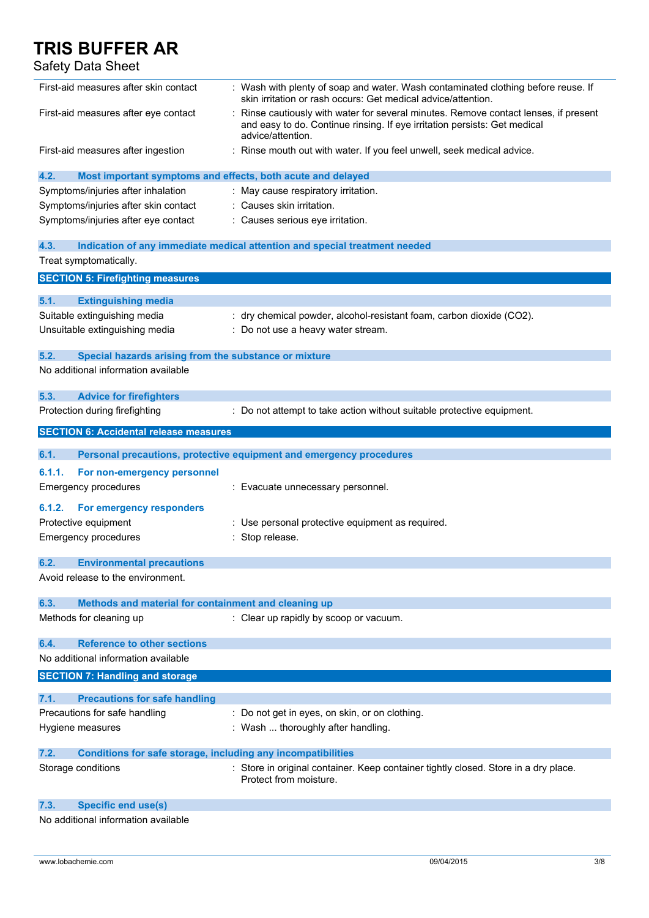| | |
|---|---|
| First-aid measures after skin contact | : Wash with plenty of soap and water. Wash contaminated clothing before reuse. If skin irritation or rash occurs: Get medical advice/attention. |
| First-aid measures after eye contact | : Rinse cautiously with water for several minutes. Remove contact lenses, if present and easy to do. Continue rinsing. If eye irritation persists: Get medical advice/attention. |
| First-aid measures after ingestion | : Rinse mouth out with water. If you feel unwell, seek medical advice. |

### 4.2. Most important symptoms and effects, both acute and delayed

| | |
|---|---|
| Symptoms/injuries after inhalation | : May cause respiratory irritation. |
| Symptoms/injuries after skin contact | : Causes skin irritation. |
| Symptoms/injuries after eye contact | : Causes serious eye irritation. |

### 4.3. Indication of any immediate medical attention and special treatment needed

Treat symptomatically.

## SECTION 5: Firefighting measures

### 5.1. Extinguishing media

| | |
|---|---|
| Suitable extinguishing media | : dry chemical powder, alcohol-resistant foam, carbon dioxide ($CO_2$). |
| Unsuitable extinguishing media | : Do not use a heavy water stream. |

### 5.2. Special hazards arising from the substance or mixture

No additional information available

### 5.3. Advice for firefighters

| | |
|---|---|
| Protection during firefighting | : Do not attempt to take action without suitable protective equipment. |

## SECTION 6: Accidental release measures

### 6.1. Personal precautions, protective equipment and emergency procedures

#### 6.1.1. For non-emergency personnel

| | |
|---|---|
| Emergency procedures | : Evacuate unnecessary personnel. |

#### 6.1.2. For emergency responders

| | |
|---|---|
| Protective equipment | : Use personal protective equipment as required. |
| Emergency procedures | : Stop release. |

### 6.2. Environmental precautions

Avoid release to the environment.

### 6.3. Methods and material for containment and cleaning up

| | |
|---|---|
| Methods for cleaning up | : Clear up rapidly by scoop or vacuum. |

### 6.4. Reference to other sections

No additional information available

## SECTION 7: Handling and storage

### 7.1. Precautions for safe handling

| | |
|---|---|
| Precautions for safe handling | : Do not get in eyes, on skin, or on clothing. |
| Hygiene measures | : Wash ... thoroughly after handling. |

### 7.2. Conditions for safe storage, including any incompatibilities

| | |
|---|---|
| Storage conditions | : Store in original container. Keep container tightly closed. Store in a dry place. Protect from moisture. |

### 7.3. Specific end use(s)

No additional information available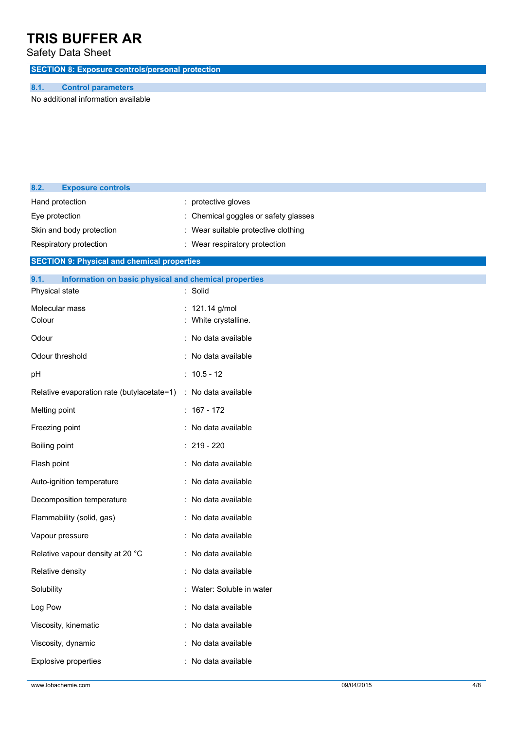## SECTION 8: Exposure controls/personal protection

### 8.1. Control parameters

No additional information available

### 8.2. Exposure controls

| | |
|---|---|
| Hand protection | : protective gloves |
| Eye protection | : Chemical goggles or safety glasses |
| Skin and body protection | : Wear suitable protective clothing |
| Respiratory protection | : Wear respiratory protection |

## SECTION 9: Physical and chemical properties

### 9.1. Information on basic physical and chemical properties

| | |
|---|---|
| Physical state | : Solid |
| Molecular mass | : 121.14 g/mol |
| Colour | : White crystalline. |
| Odour | : No data available |
| Odour threshold | : No data available |
| pH | : 10.5 - 12 |
| Relative evaporation rate (butylacetate=1) | : No data available |
| Melting point | : 167 - 172 |
| Freezing point | : No data available |
| Boiling point | : 219 - 220 |
| Flash point | : No data available |
| Auto-ignition temperature | : No data available |
| Decomposition temperature | : No data available |
| Flammability (solid, gas) | : No data available |
| Vapour pressure | : No data available |
| Relative vapour density at 20 °C | : No data available |
| Relative density | : No data available |
| Solubility | : Water: Soluble in water |
| Log Pow | : No data available |
| Viscosity, kinematic | : No data available |
| Viscosity, dynamic | : No data available |
| Explosive properties | : No data available |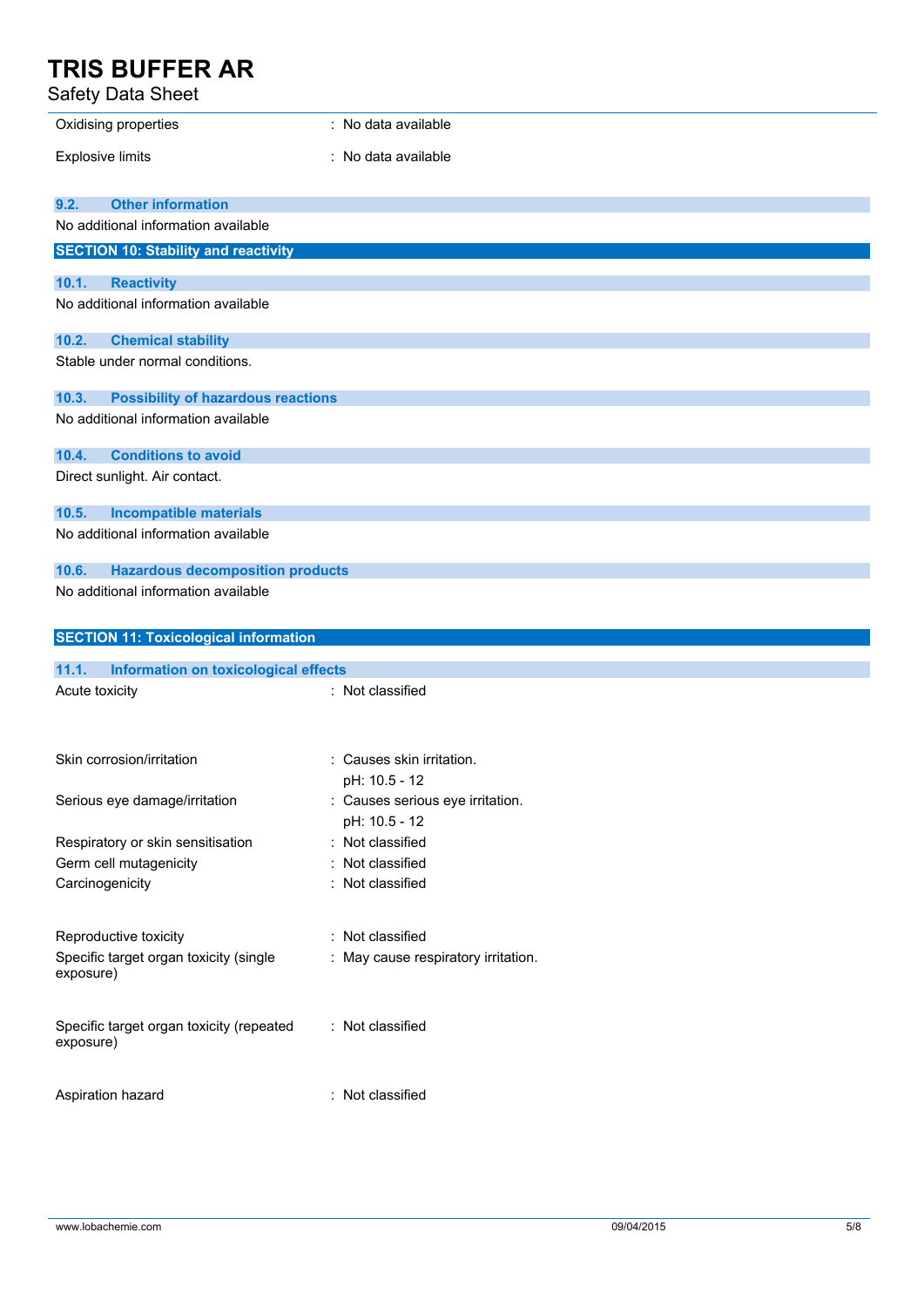| | |
|---|---|
| Oxidising properties | : No data available |
| Explosive limits | : No data available |

### 9.2. Other information

No additional information available

## SECTION 10: Stability and reactivity

### 10.1. Reactivity

No additional information available

### 10.2. Chemical stability

Stable under normal conditions.

### 10.3. Possibility of hazardous reactions

No additional information available

### 10.4. Conditions to avoid

Direct sunlight. Air contact.

### 10.5. Incompatible materials

No additional information available

### 10.6. Hazardous decomposition products

No additional information available

## SECTION 11: Toxicological information

### 11.1. Information on toxicological effects

| | |
|---|---|
| Acute toxicity | : Not classified |
| Skin corrosion/irritation | : Causes skin irritation.<br>pH: 10.5 - 12 |
| Serious eye damage/irritation | : Causes serious eye irritation.<br>pH: 10.5 - 12 |
| Respiratory or skin sensitisation | : Not classified |
| Germ cell mutagenicity | : Not classified |
| Carcinogenicity | : Not classified |
| Reproductive toxicity | : Not classified |
| Specific target organ toxicity (single exposure) | : May cause respiratory irritation. |
| Specific target organ toxicity (repeated exposure) | : Not classified |
| Aspiration hazard | : Not classified |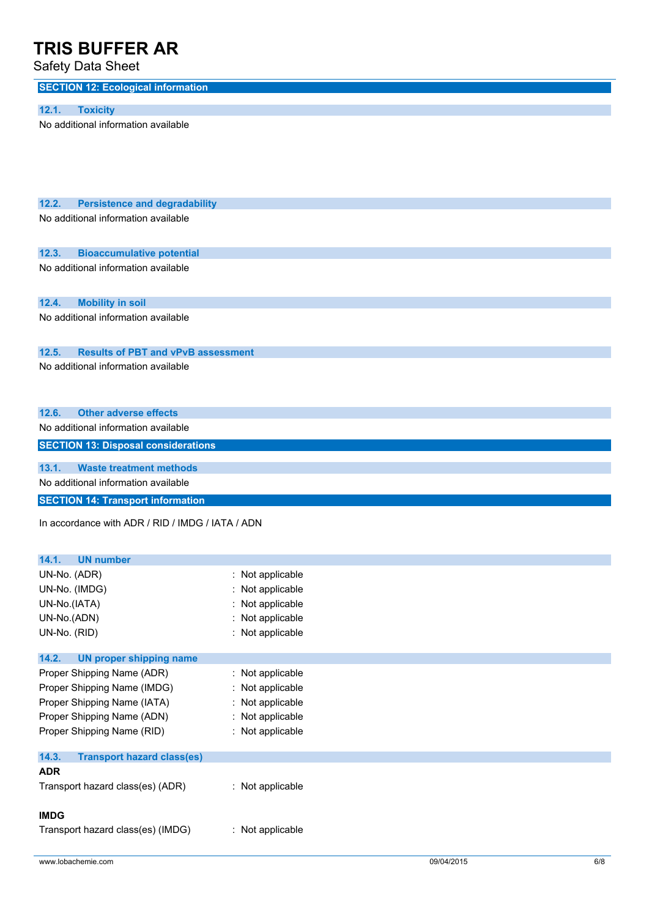## SECTION 12: Ecological information

### 12.1. Toxicity

No additional information available

### 12.2. Persistence and degradability

No additional information available

### 12.3. Bioaccumulative potential

No additional information available

### 12.4. Mobility in soil

No additional information available

### 12.5. Results of PBT and vPvB assessment

No additional information available

### 12.6. Other adverse effects

No additional information available

## SECTION 13: Disposal considerations

### 13.1. Waste treatment methods

No additional information available

## SECTION 14: Transport information

In accordance with ADR / RID / IMDG / IATA / ADN

### 14.1. UN number

UN-No. (ADR) : Not applicable
UN-No. (IMDG) : Not applicable
UN-No.(IATA) : Not applicable
UN-No.(ADN) : Not applicable
UN-No. (RID) : Not applicable

### 14.2. UN proper shipping name

Proper Shipping Name (ADR) : Not applicable
Proper Shipping Name (IMDG) : Not applicable
Proper Shipping Name (IATA) : Not applicable
Proper Shipping Name (ADN) : Not applicable
Proper Shipping Name (RID) : Not applicable

### 14.3. Transport hazard class(es)

**ADR**

Transport hazard class(es) (ADR) : Not applicable

**IMDG**

Transport hazard class(es) (IMDG) : Not applicable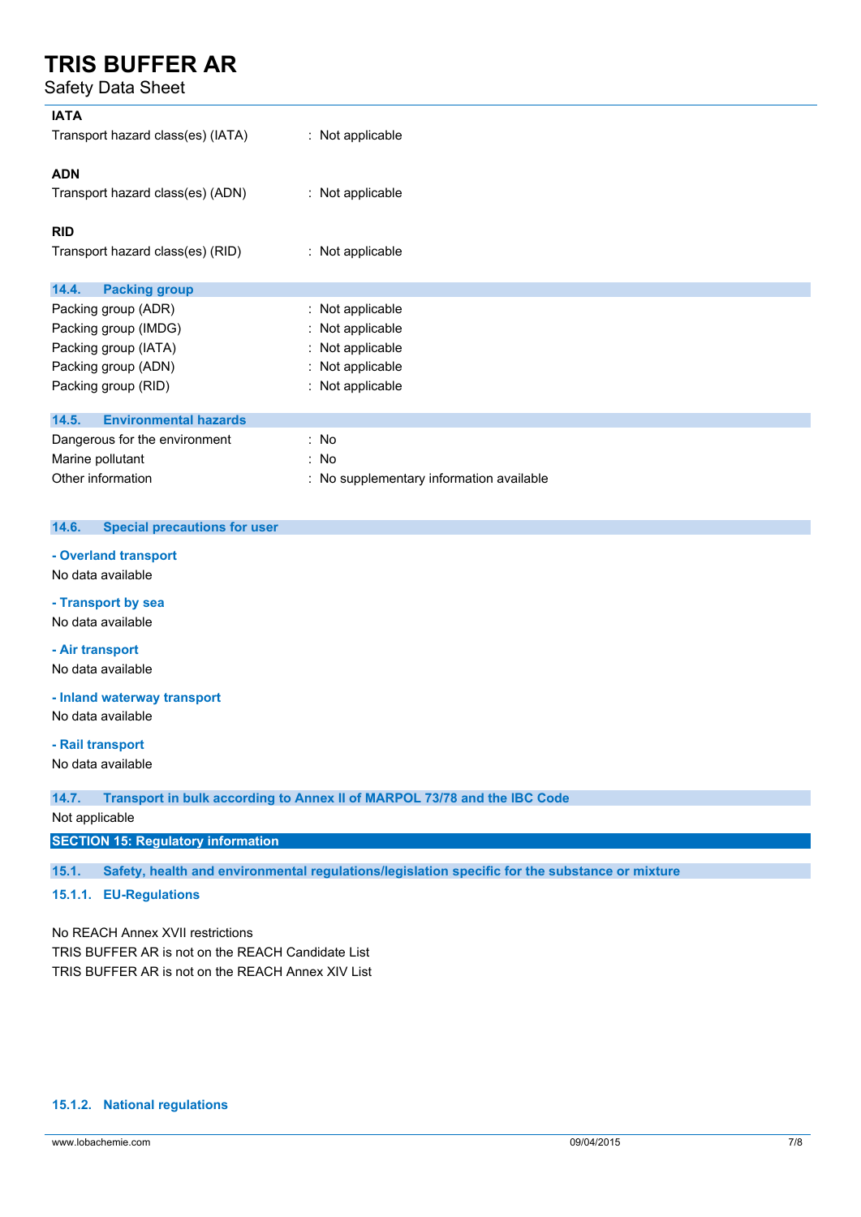**IATA**

Transport hazard class(es) (IATA) : Not applicable

**ADN**

Transport hazard class(es) (ADN) : Not applicable

**RID**

Transport hazard class(es) (RID) : Not applicable

### 14.4. Packing group

Packing group (ADR) : Not applicable
Packing group (IMDG) : Not applicable
Packing group (IATA) : Not applicable
Packing group (ADN) : Not applicable
Packing group (RID) : Not applicable

### 14.5. Environmental hazards

Dangerous for the environment : No
Marine pollutant : No
Other information : No supplementary information available

### 14.6. Special precautions for user

**- Overland transport**

No data available

**- Transport by sea**

No data available

**- Air transport**

No data available

**- Inland waterway transport**

No data available

**- Rail transport**

No data available

### 14.7. Transport in bulk according to Annex II of MARPOL 73/78 and the IBC Code

Not applicable

## SECTION 15: Regulatory information

### 15.1. Safety, health and environmental regulations/legislation specific for the substance or mixture

#### 15.1.1. EU-Regulations

No REACH Annex XVII restrictions
TRIS BUFFER AR is not on the REACH Candidate List
TRIS BUFFER AR is not on the REACH Annex XIV List

#### 15.1.2. National regulations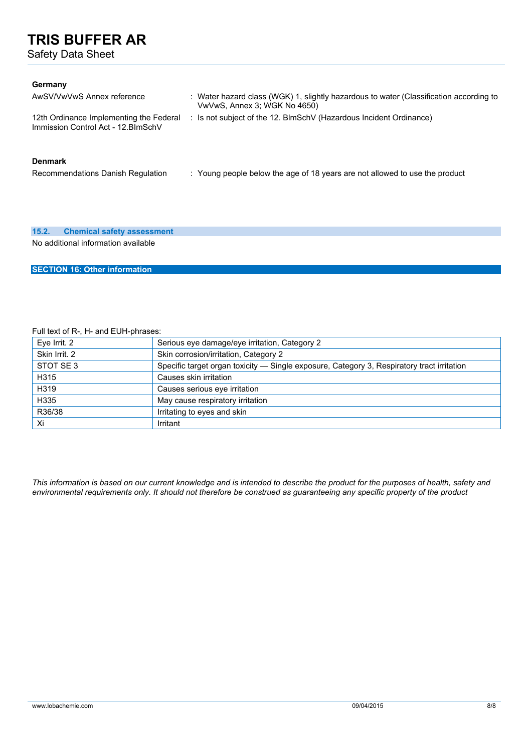**Germany**

AwSV/VwVwS Annex reference : Water hazard class (WGK) 1, slightly hazardous to water (Classification according to VwVwS, Annex 3; WGK No 4650)

12th Ordinance Implementing the Federal Immission Control Act - 12.BImSchV : Is not subject of the 12. BlmSchV (Hazardous Incident Ordinance)

**Denmark**

Recommendations Danish Regulation : Young people below the age of 18 years are not allowed to use the product

### 15.2. Chemical safety assessment

No additional information available

## SECTION 16: Other information

Full text of R-, H- and EUH-phrases:

| | |
|---|---|
| Eye Irrit. 2 | Serious eye damage/eye irritation, Category 2 |
| Skin Irrit. 2 | Skin corrosion/irritation, Category 2 |
| STOT SE 3 | Specific target organ toxicity — Single exposure, Category 3, Respiratory tract irritation |
| H315 | Causes skin irritation |
| H319 | Causes serious eye irritation |
| H335 | May cause respiratory irritation |
| R36/38 | Irritating to eyes and skin |
| Xi | Irritant |

*This information is based on our current knowledge and is intended to describe the product for the purposes of health, safety and environmental requirements only. It should not therefore be construed as guaranteeing any specific property of the product*